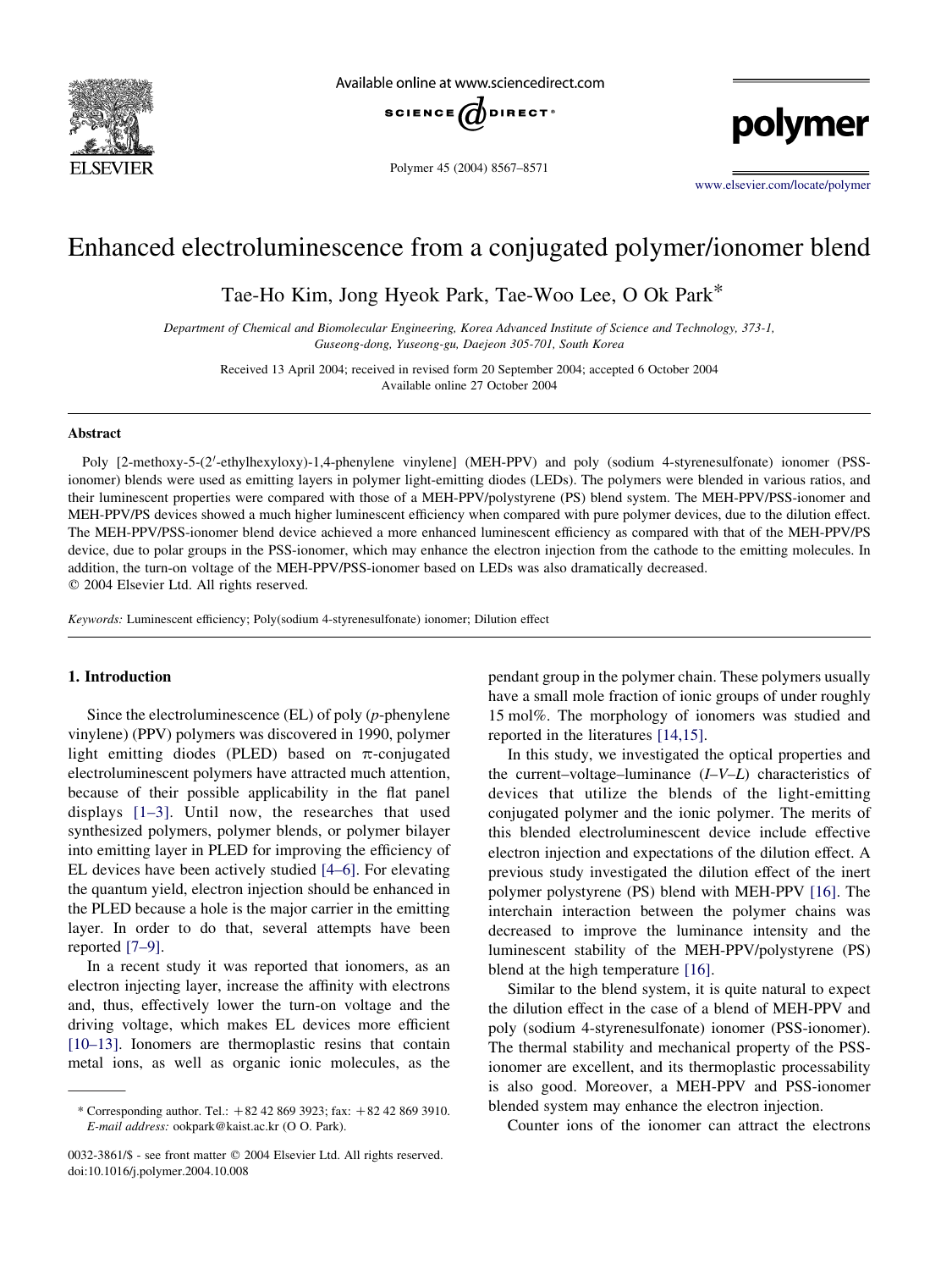# Enhanced electroluminescence from a conjugated polymer/ionomer blend

Tae-Ho Kim, Jong Hyeok Park, Tae-Woo Lee, O Ok Park*

*Department of Chemical and Biomolecular Engineering, Korea Advanced Institute of Science and Technology, 373-1, Guseong-dong, Yuseong-gu, Daejeon 305-701, South Korea*

Received 13 April 2004; received in revised form 20 September 2004; accepted 6 October 2004
Available online 27 October 2004

## Abstract

Poly [2-methoxy-5-(2′-ethylhexyloxy)-1,4-phenylene vinylene] (MEH-PPV) and poly (sodium 4-styrenesulfonate) ionomer (PSS-ionomer) blends were used as emitting layers in polymer light-emitting diodes (LEDs). The polymers were blended in various ratios, and their luminescent properties were compared with those of a MEH-PPV/polystyrene (PS) blend system. The MEH-PPV/PSS-ionomer and MEH-PPV/PS devices showed a much higher luminescent efficiency when compared with pure polymer devices, due to the dilution effect. The MEH-PPV/PSS-ionomer blend device achieved a more enhanced luminescent efficiency as compared with that of the MEH-PPV/PS device, due to polar groups in the PSS-ionomer, which may enhance the electron injection from the cathode to the emitting molecules. In addition, the turn-on voltage of the MEH-PPV/PSS-ionomer based on LEDs was also dramatically decreased.

© 2004 Elsevier Ltd. All rights reserved.

*Keywords:* Luminescent efficiency; Poly(sodium 4-styrenesulfonate) ionomer; Dilution effect

## 1. Introduction

Since the electroluminescence (EL) of poly (*p*-phenylene vinylene) (PPV) polymers was discovered in 1990, polymer light emitting diodes (PLED) based on π-conjugated electroluminescent polymers have attracted much attention, because of their possible applicability in the flat panel displays [1–3]. Until now, the researches that used synthesized polymers, polymer blends, or polymer bilayer into emitting layer in PLED for improving the efficiency of EL devices have been actively studied [4–6]. For elevating the quantum yield, electron injection should be enhanced in the PLED because a hole is the major carrier in the emitting layer. In order to do that, several attempts have been reported [7–9].

In a recent study it was reported that ionomers, as an electron injecting layer, increase the affinity with electrons and, thus, effectively lower the turn-on voltage and the driving voltage, which makes EL devices more efficient [10–13]. Ionomers are thermoplastic resins that contain metal ions, as well as organic ionic molecules, as the pendant group in the polymer chain. These polymers usually have a small mole fraction of ionic groups of under roughly 15 mol%. The morphology of ionomers was studied and reported in the literatures [14,15].

In this study, we investigated the optical properties and the current–voltage–luminance (*I*–*V*–*L*) characteristics of devices that utilize the blends of the light-emitting conjugated polymer and the ionic polymer. The merits of this blended electroluminescent device include effective electron injection and expectations of the dilution effect. A previous study investigated the dilution effect of the inert polymer polystyrene (PS) blend with MEH-PPV [16]. The interchain interaction between the polymer chains was decreased to improve the luminance intensity and the luminescent stability of the MEH-PPV/polystyrene (PS) blend at the high temperature [16].

Similar to the blend system, it is quite natural to expect the dilution effect in the case of a blend of MEH-PPV and poly (sodium 4-styrenesulfonate) ionomer (PSS-ionomer). The thermal stability and mechanical property of the PSS-ionomer are excellent, and its thermoplastic processability is also good. Moreover, a MEH-PPV and PSS-ionomer blended system may enhance the electron injection.

Counter ions of the ionomer can attract the electrons

---

* Corresponding author. Tel.: +82 42 869 3923; fax: +82 42 869 3910.
*E-mail address:* ookpark@kaist.ac.kr (O O. Park).

0032-3861/$ - see front matter © 2004 Elsevier Ltd. All rights reserved.
doi:10.1016/j.polymer.2004.10.008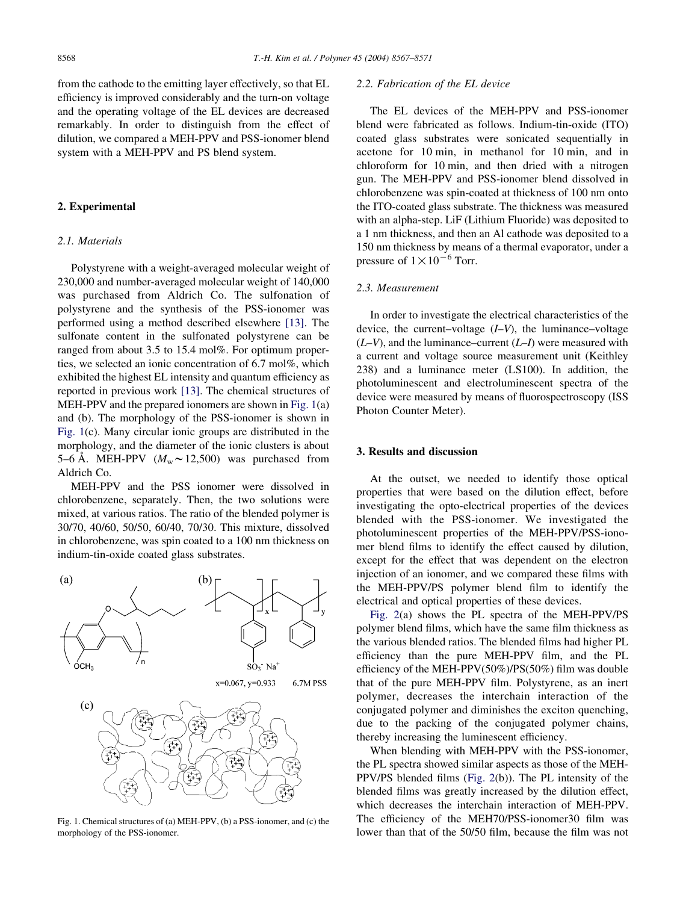from the cathode to the emitting layer effectively, so that EL efficiency is improved considerably and the turn-on voltage and the operating voltage of the EL devices are decreased remarkably. In order to distinguish from the effect of dilution, we compared a MEH-PPV and PSS-ionomer blend system with a MEH-PPV and PS blend system.

## 2. Experimental

### 2.1. Materials

Polystyrene with a weight-averaged molecular weight of 230,000 and number-averaged molecular weight of 140,000 was purchased from Aldrich Co. The sulfonation of polystyrene and the synthesis of the PSS-ionomer was performed using a method described elsewhere [13]. The sulfonate content in the sulfonated polystyrene can be ranged from about 3.5 to 15.4 mol%. For optimum properties, we selected an ionic concentration of 6.7 mol%, which exhibited the highest EL intensity and quantum efficiency as reported in previous work [13]. The chemical structures of MEH-PPV and the prepared ionomers are shown in Fig. 1(a) and (b). The morphology of the PSS-ionomer is shown in Fig. 1(c). Many circular ionic groups are distributed in the morphology, and the diameter of the ionic clusters is about 5–6 Å. MEH-PPV ($M_w \sim 12{,}500$) was purchased from Aldrich Co.

MEH-PPV and the PSS ionomer were dissolved in chlorobenzene, separately. Then, the two solutions were mixed, at various ratios. The ratio of the blended polymer is 30/70, 40/60, 50/50, 60/40, 70/30. This mixture, dissolved in chlorobenzene, was spin coated to a 100 nm thickness on indium-tin-oxide coated glass substrates.

Fig. 1. Chemical structures of (a) MEH-PPV, (b) a PSS-ionomer, and (c) the morphology of the PSS-ionomer.

### 2.2. Fabrication of the EL device

The EL devices of the MEH-PPV and PSS-ionomer blend were fabricated as follows. Indium-tin-oxide (ITO) coated glass substrates were sonicated sequentially in acetone for 10 min, in methanol for 10 min, and in chloroform for 10 min, and then dried with a nitrogen gun. The MEH-PPV and PSS-ionomer blend dissolved in chlorobenzene was spin-coated at thickness of 100 nm onto the ITO-coated glass substrate. The thickness was measured with an alpha-step. LiF (Lithium Fluoride) was deposited to a 1 nm thickness, and then an Al cathode was deposited to a 150 nm thickness by means of a thermal evaporator, under a pressure of $1\times10^{-6}$ Torr.

### 2.3. Measurement

In order to investigate the electrical characteristics of the device, the current–voltage ($I$–$V$), the luminance–voltage ($L$–$V$), and the luminance–current ($L$–$I$) were measured with a current and voltage source measurement unit (Keithley 238) and a luminance meter (LS100). In addition, the photoluminescent and electroluminescent spectra of the device were measured by means of fluorospectroscopy (ISS Photon Counter Meter).

## 3. Results and discussion

At the outset, we needed to identify those optical properties that were based on the dilution effect, before investigating the opto-electrical properties of the devices blended with the PSS-ionomer. We investigated the photoluminescent properties of the MEH-PPV/PSS-ionomer blend films to identify the effect caused by dilution, except for the effect that was dependent on the electron injection of an ionomer, and we compared these films with the MEH-PPV/PS polymer blend film to identify the electrical and optical properties of these devices.

Fig. 2(a) shows the PL spectra of the MEH-PPV/PS polymer blend films, which have the same film thickness as the various blended ratios. The blended films had higher PL efficiency than the pure MEH-PPV film, and the PL efficiency of the MEH-PPV(50%)/PS(50%) film was double that of the pure MEH-PPV film. Polystyrene, as an inert polymer, decreases the interchain interaction of the conjugated polymer and diminishes the exciton quenching, due to the packing of the conjugated polymer chains, thereby increasing the luminescent efficiency.

When blending with MEH-PPV with the PSS-ionomer, the PL spectra showed similar aspects as those of the MEH-PPV/PS blended films (Fig. 2(b)). The PL intensity of the blended films was greatly increased by the dilution effect, which decreases the interchain interaction of MEH-PPV. The efficiency of the MEH70/PSS-ionomer30 film was lower than that of the 50/50 film, because the film was not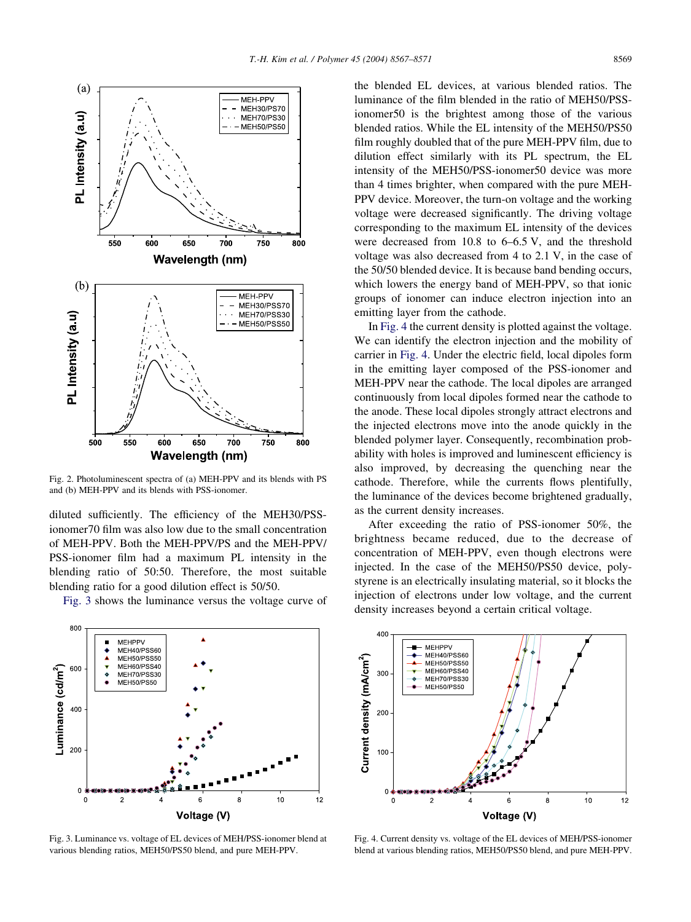Fig. 2. Photoluminescent spectra of (a) MEH-PPV and its blends with PS and (b) MEH-PPV and its blends with PSS-ionomer.

diluted sufficiently. The efficiency of the MEH30/PSS-ionomer70 film was also low due to the small concentration of MEH-PPV. Both the MEH-PPV/PS and the MEH-PPV/PSS-ionomer film had a maximum PL intensity in the blending ratio of 50:50. Therefore, the most suitable blending ratio for a good dilution effect is 50/50.

Fig. 3 shows the luminance versus the voltage curve of the blended EL devices, at various blended ratios. The luminance of the film blended in the ratio of MEH50/PSS-ionomer50 is the brightest among those of the various blended ratios. While the EL intensity of the MEH50/PS50 film roughly doubled that of the pure MEH-PPV film, due to dilution effect similarly with its PL spectrum, the EL intensity of the MEH50/PSS-ionomer50 device was more than 4 times brighter, when compared with the pure MEH-PPV device. Moreover, the turn-on voltage and the working voltage were decreased significantly. The driving voltage corresponding to the maximum EL intensity of the devices were decreased from 10.8 to 6–6.5 V, and the threshold voltage was also decreased from 4 to 2.1 V, in the case of the 50/50 blended device. It is because band bending occurs, which lowers the energy band of MEH-PPV, so that ionic groups of ionomer can induce electron injection into an emitting layer from the cathode.

In Fig. 4 the current density is plotted against the voltage. We can identify the electron injection and the mobility of carrier in Fig. 4. Under the electric field, local dipoles form in the emitting layer composed of the PSS-ionomer and MEH-PPV near the cathode. The local dipoles are arranged continuously from local dipoles formed near the cathode to the anode. These local dipoles strongly attract electrons and the injected electrons move into the anode quickly in the blended polymer layer. Consequently, recombination probability with holes is improved and luminescent efficiency is also improved, by decreasing the quenching near the cathode. Therefore, while the currents flows plentifully, the luminance of the devices become brightened gradually, as the current density increases.

After exceeding the ratio of PSS-ionomer 50%, the brightness became reduced, due to the decrease of concentration of MEH-PPV, even though electrons were injected. In the case of the MEH50/PS50 device, polystyrene is an electrically insulating material, so it blocks the injection of electrons under low voltage, and the current density increases beyond a certain critical voltage.

Fig. 3. Luminance vs. voltage of EL devices of MEH/PSS-ionomer blend at various blending ratios, MEH50/PS50 blend, and pure MEH-PPV.

Fig. 4. Current density vs. voltage of the EL devices of MEH/PSS-ionomer blend at various blending ratios, MEH50/PS50 blend, and pure MEH-PPV.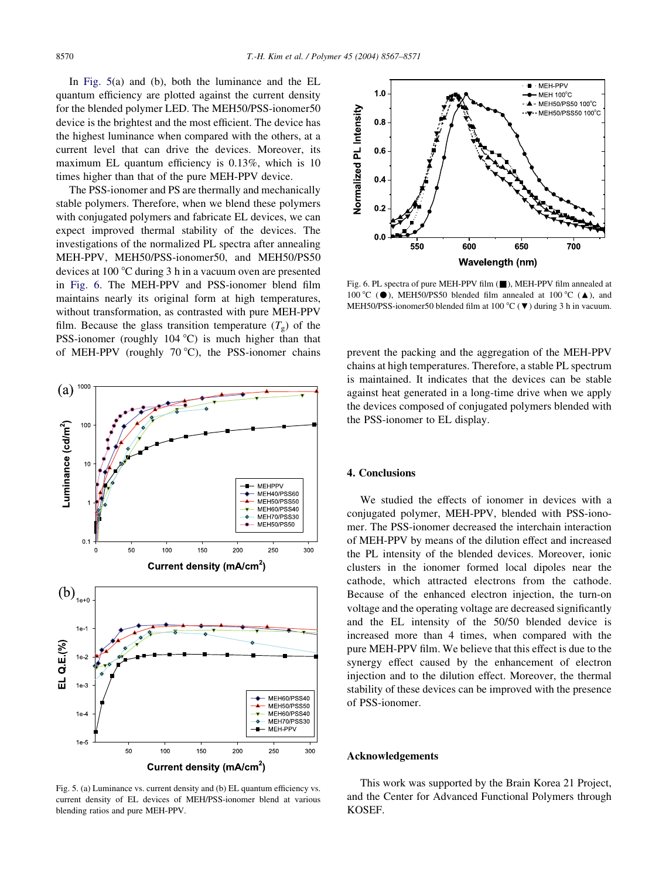In Fig. 5(a) and (b), both the luminance and the EL quantum efficiency are plotted against the current density for the blended polymer LED. The MEH50/PSS-ionomer50 device is the brightest and the most efficient. The device has the highest luminance when compared with the others, at a current level that can drive the devices. Moreover, its maximum EL quantum efficiency is 0.13%, which is 10 times higher than that of the pure MEH-PPV device.

The PSS-ionomer and PS are thermally and mechanically stable polymers. Therefore, when we blend these polymers with conjugated polymers and fabricate EL devices, we can expect improved thermal stability of the devices. The investigations of the normalized PL spectra after annealing MEH-PPV, MEH50/PSS-ionomer50, and MEH50/PS50 devices at 100 °C during 3 h in a vacuum oven are presented in Fig. 6. The MEH-PPV and PSS-ionomer blend film maintains nearly its original form at high temperatures, without transformation, as contrasted with pure MEH-PPV film. Because the glass transition temperature ($T_g$) of the PSS-ionomer (roughly 104 °C) is much higher than that of MEH-PPV (roughly 70 °C), the PSS-ionomer chains prevent the packing and the aggregation of the MEH-PPV chains at high temperatures. Therefore, a stable PL spectrum is maintained. It indicates that the devices can be stable against heat generated in a long-time drive when we apply the devices composed of conjugated polymers blended with the PSS-ionomer to EL display.

Fig. 5. (a) Luminance vs. current density and (b) EL quantum efficiency vs. current density of EL devices of MEH/PSS-ionomer blend at various blending ratios and pure MEH-PPV.

Fig. 6. PL spectra of pure MEH-PPV film (■), MEH-PPV film annealed at 100 °C (●), MEH50/PS50 blended film annealed at 100 °C (▲), and MEH50/PSS-ionomer50 blended film at 100 °C (▼) during 3 h in vacuum.

## 4. Conclusions

We studied the effects of ionomer in devices with a conjugated polymer, MEH-PPV, blended with PSS-ionomer. The PSS-ionomer decreased the interchain interaction of MEH-PPV by means of the dilution effect and increased the PL intensity of the blended devices. Moreover, ionic clusters in the ionomer formed local dipoles near the cathode, which attracted electrons from the cathode. Because of the enhanced electron injection, the turn-on voltage and the operating voltage are decreased significantly and the EL intensity of the 50/50 blended device is increased more than 4 times, when compared with the pure MEH-PPV film. We believe that this effect is due to the synergy effect caused by the enhancement of electron injection and to the dilution effect. Moreover, the thermal stability of these devices can be improved with the presence of PSS-ionomer.

## Acknowledgements

This work was supported by the Brain Korea 21 Project, and the Center for Advanced Functional Polymers through KOSEF.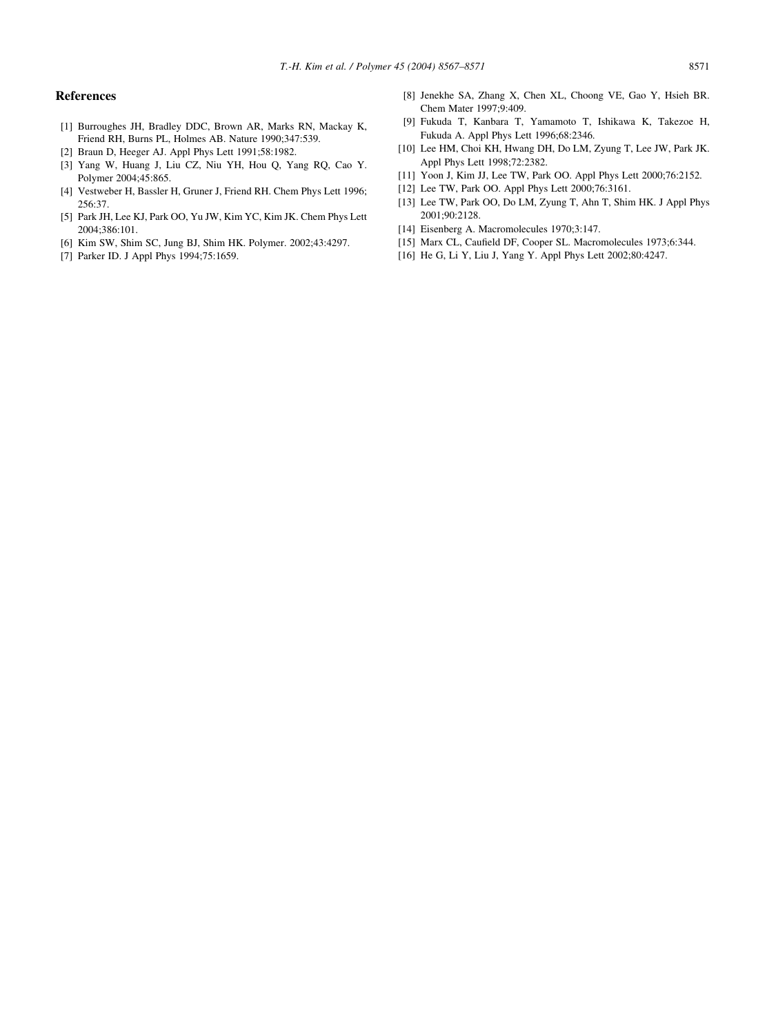## References

[1] Burroughes JH, Bradley DDC, Brown AR, Marks RN, Mackay K, Friend RH, Burns PL, Holmes AB. Nature 1990;347:539.

[2] Braun D, Heeger AJ. Appl Phys Lett 1991;58:1982.

[3] Yang W, Huang J, Liu CZ, Niu YH, Hou Q, Yang RQ, Cao Y. Polymer 2004;45:865.

[4] Vestweber H, Bassler H, Gruner J, Friend RH. Chem Phys Lett 1996; 256:37.

[5] Park JH, Lee KJ, Park OO, Yu JW, Kim YC, Kim JK. Chem Phys Lett 2004;386:101.

[6] Kim SW, Shim SC, Jung BJ, Shim HK. Polymer. 2002;43:4297.

[7] Parker ID. J Appl Phys 1994;75:1659.

[8] Jenekhe SA, Zhang X, Chen XL, Choong VE, Gao Y, Hsieh BR. Chem Mater 1997;9:409.

[9] Fukuda T, Kanbara T, Yamamoto T, Ishikawa K, Takezoe H, Fukuda A. Appl Phys Lett 1996;68:2346.

[10] Lee HM, Choi KH, Hwang DH, Do LM, Zyung T, Lee JW, Park JK. Appl Phys Lett 1998;72:2382.

[11] Yoon J, Kim JJ, Lee TW, Park OO. Appl Phys Lett 2000;76:2152.

[12] Lee TW, Park OO. Appl Phys Lett 2000;76:3161.

[13] Lee TW, Park OO, Do LM, Zyung T, Ahn T, Shim HK. J Appl Phys 2001;90:2128.

[14] Eisenberg A. Macromolecules 1970;3:147.

[15] Marx CL, Caufield DF, Cooper SL. Macromolecules 1973;6:344.

[16] He G, Li Y, Liu J, Yang Y. Appl Phys Lett 2002;80:4247.